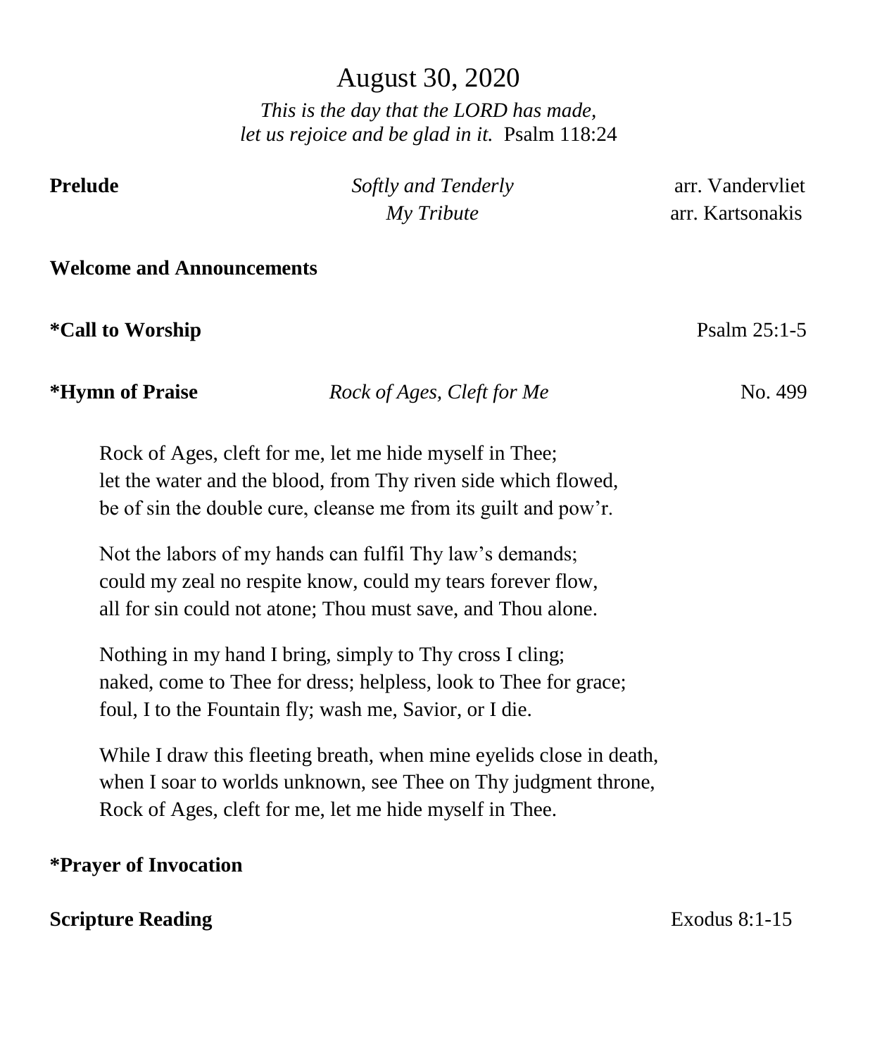# August 30, 2020

*This is the day that the LORD has made,*
*let us rejoice and be glad in it.* Psalm 118:24

**Prelude** *Softly and Tenderly* arr. Vandervliet
*My Tribute* arr. Kartsonakis

**Welcome and Announcements**

**\*Call to Worship** Psalm 25:1-5

**\*Hymn of Praise** *Rock of Ages, Cleft for Me* No. 499

Rock of Ages, cleft for me, let me hide myself in Thee;
let the water and the blood, from Thy riven side which flowed,
be of sin the double cure, cleanse me from its guilt and pow'r.

Not the labors of my hands can fulfil Thy law's demands;
could my zeal no respite know, could my tears forever flow,
all for sin could not atone; Thou must save, and Thou alone.

Nothing in my hand I bring, simply to Thy cross I cling;
naked, come to Thee for dress; helpless, look to Thee for grace;
foul, I to the Fountain fly; wash me, Savior, or I die.

While I draw this fleeting breath, when mine eyelids close in death,
when I soar to worlds unknown, see Thee on Thy judgment throne,
Rock of Ages, cleft for me, let me hide myself in Thee.

**\*Prayer of Invocation**

**Scripture Reading** Exodus 8:1-15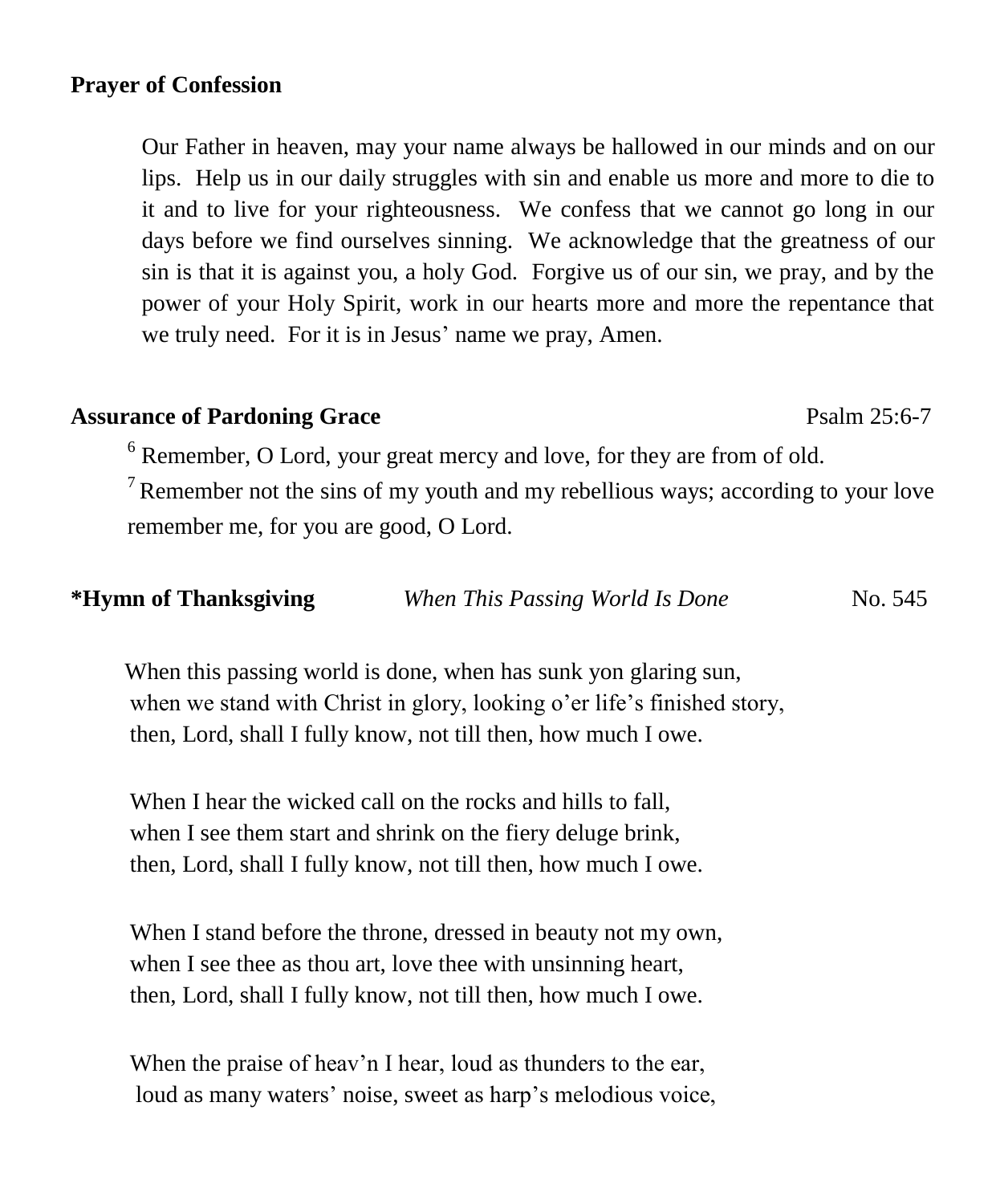**Prayer of Confession**

Our Father in heaven, may your name always be hallowed in our minds and on our lips. Help us in our daily struggles with sin and enable us more and more to die to it and to live for your righteousness. We confess that we cannot go long in our days before we find ourselves sinning. We acknowledge that the greatness of our sin is that it is against you, a holy God. Forgive us of our sin, we pray, and by the power of your Holy Spirit, work in our hearts more and more the repentance that we truly need. For it is in Jesus' name we pray, Amen.

**Assurance of Pardoning Grace** Psalm 25:6-7

[6] Remember, O Lord, your great mercy and love, for they are from of old.
[7] Remember not the sins of my youth and my rebellious ways; according to your love remember me, for you are good, O Lord.

**\*Hymn of Thanksgiving** *When This Passing World Is Done* No. 545

When this passing world is done, when has sunk yon glaring sun,
when we stand with Christ in glory, looking o'er life's finished story,
then, Lord, shall I fully know, not till then, how much I owe.

When I hear the wicked call on the rocks and hills to fall,
when I see them start and shrink on the fiery deluge brink,
then, Lord, shall I fully know, not till then, how much I owe.

When I stand before the throne, dressed in beauty not my own,
when I see thee as thou art, love thee with unsinning heart,
then, Lord, shall I fully know, not till then, how much I owe.

When the praise of heav'n I hear, loud as thunders to the ear,
loud as many waters' noise, sweet as harp's melodious voice,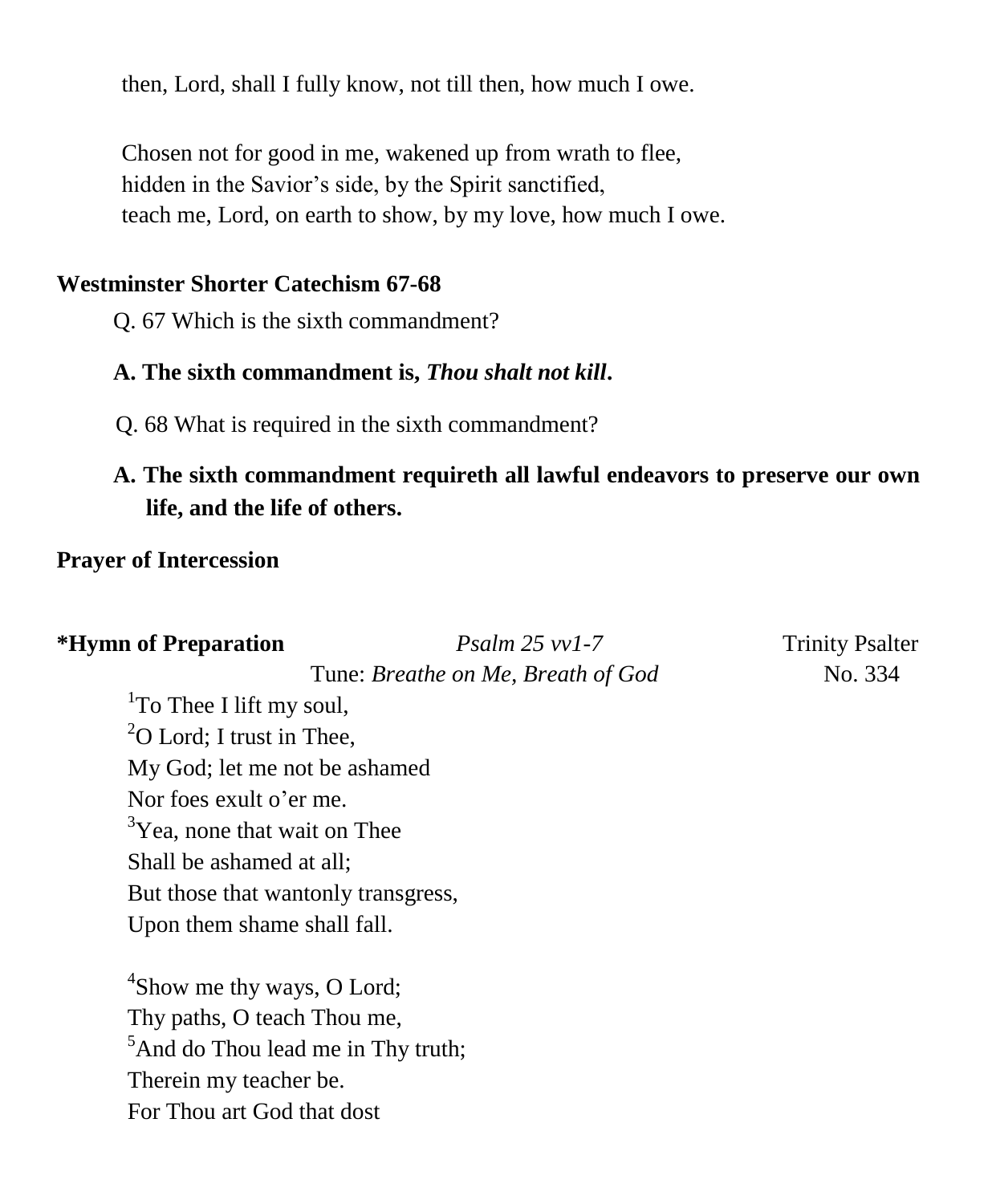then, Lord, shall I fully know, not till then, how much I owe.

Chosen not for good in me, wakened up from wrath to flee,
hidden in the Savior's side, by the Spirit sanctified,
teach me, Lord, on earth to show, by my love, how much I owe.

**Westminster Shorter Catechism 67-68**

Q. 67 Which is the sixth commandment?

**A. The sixth commandment is, *Thou shalt not kill*.**

Q. 68 What is required in the sixth commandment?

**A. The sixth commandment requireth all lawful endeavors to preserve our own life, and the life of others.**

**Prayer of Intercession**

**\*Hymn of Preparation** *Psalm 25 vv1-7* Trinity Psalter
Tune: *Breathe on Me, Breath of God* No. 334

[1]To Thee I lift my soul,
[2]O Lord; I trust in Thee,
My God; let me not be ashamed
Nor foes exult o'er me.
[3]Yea, none that wait on Thee
Shall be ashamed at all;
But those that wantonly transgress,
Upon them shame shall fall.

[4]Show me thy ways, O Lord;
Thy paths, O teach Thou me,
[5]And do Thou lead me in Thy truth;
Therein my teacher be.
For Thou art God that dost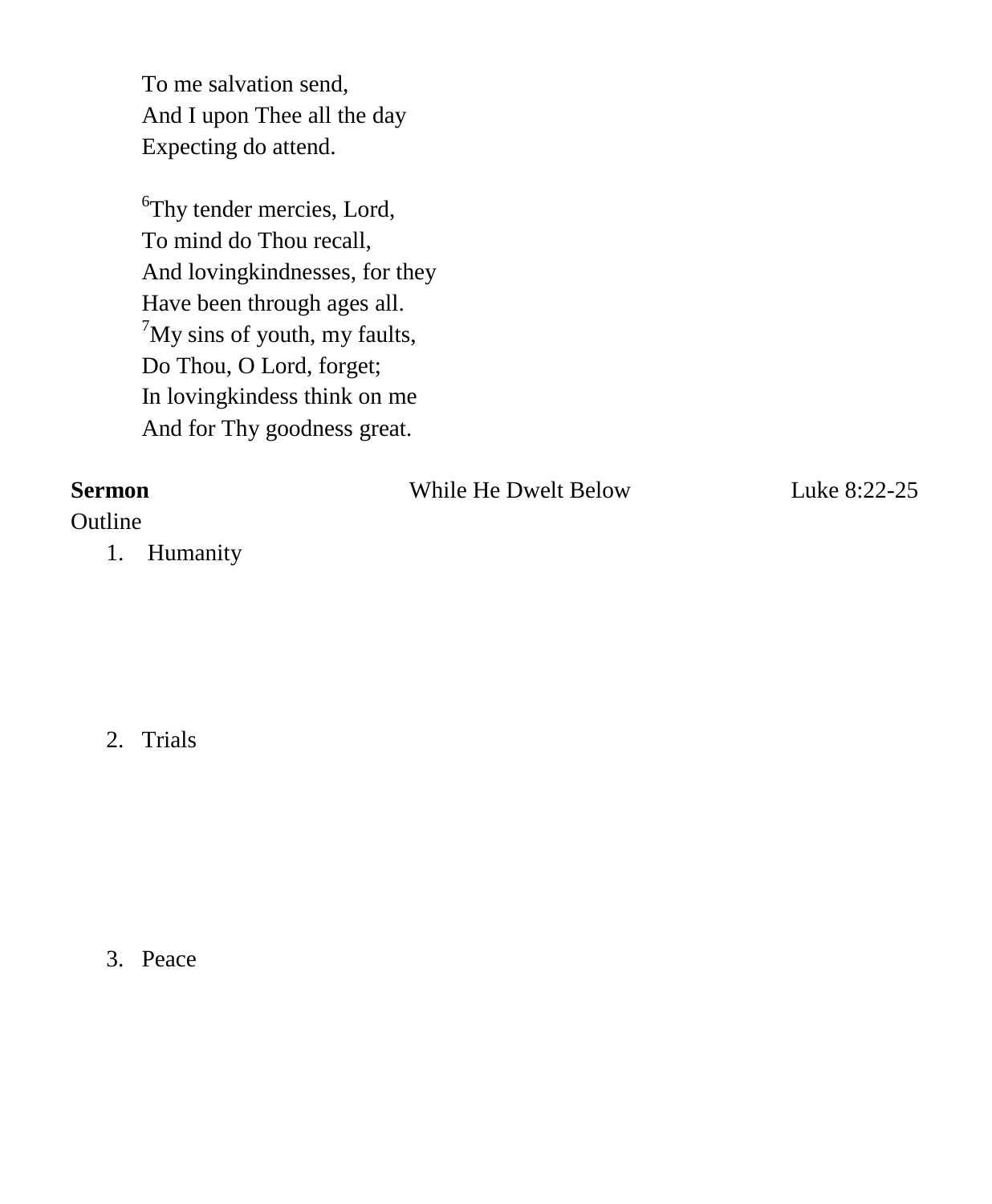To me salvation send,
And I upon Thee all the day
Expecting do attend.

[6]Thy tender mercies, Lord,
To mind do Thou recall,
And lovingkindnesses, for they
Have been through ages all.
[7]My sins of youth, my faults,
Do Thou, O Lord, forget;
In lovingkindess think on me
And for Thy goodness great.

**Sermon** While He Dwelt Below Luke 8:22-25

Outline

1. Humanity

2. Trials

3. Peace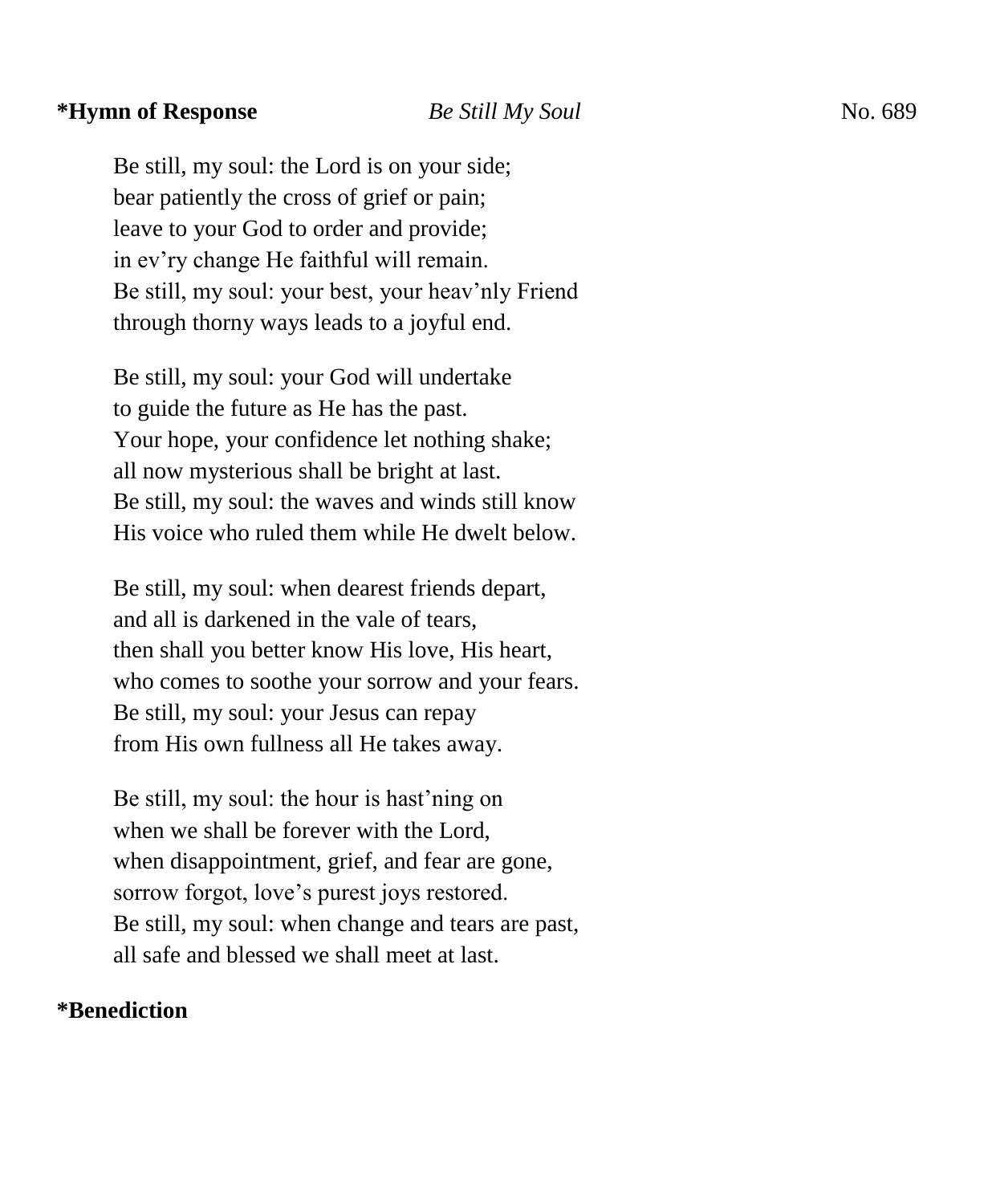**\*Hymn of Response** *Be Still My Soul* No. 689

Be still, my soul: the Lord is on your side;
bear patiently the cross of grief or pain;
leave to your God to order and provide;
in ev'ry change He faithful will remain.
Be still, my soul: your best, your heav'nly Friend
through thorny ways leads to a joyful end.

Be still, my soul: your God will undertake
to guide the future as He has the past.
Your hope, your confidence let nothing shake;
all now mysterious shall be bright at last.
Be still, my soul: the waves and winds still know
His voice who ruled them while He dwelt below.

Be still, my soul: when dearest friends depart,
and all is darkened in the vale of tears,
then shall you better know His love, His heart,
who comes to soothe your sorrow and your fears.
Be still, my soul: your Jesus can repay
from His own fullness all He takes away.

Be still, my soul: the hour is hast'ning on
when we shall be forever with the Lord,
when disappointment, grief, and fear are gone,
sorrow forgot, love's purest joys restored.
Be still, my soul: when change and tears are past,
all safe and blessed we shall meet at last.

**\*Benediction**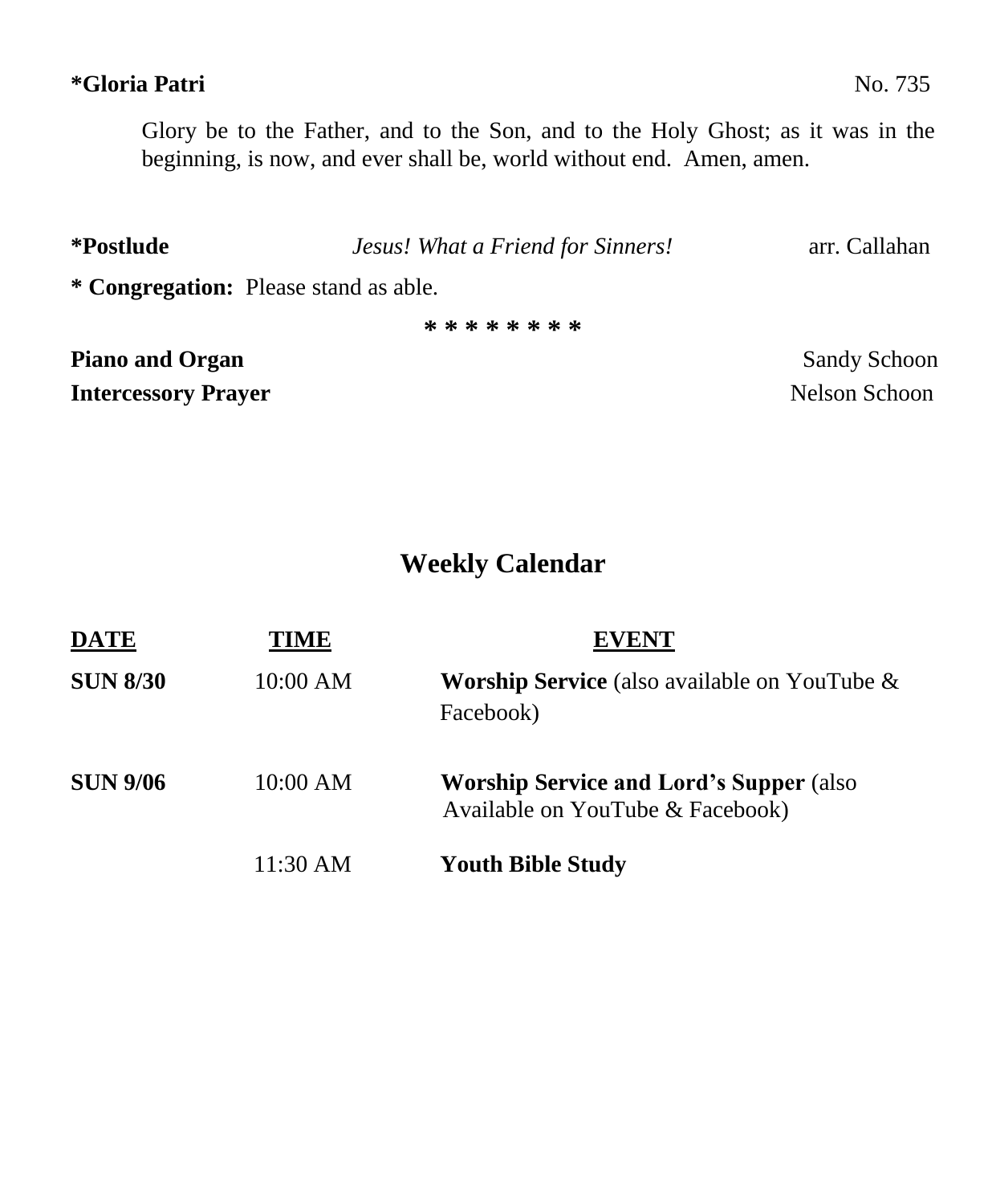**\*Gloria Patri** No. 735

Glory be to the Father, and to the Son, and to the Holy Ghost; as it was in the beginning, is now, and ever shall be, world without end. Amen, amen.

**\*Postlude** *Jesus! What a Friend for Sinners!* arr. Callahan

**\* Congregation:** Please stand as able.

\* \* \* \* \* \* \* \*

**Piano and Organ** Sandy Schoon

**Intercessory Prayer** Nelson Schoon

## Weekly Calendar

| DATE | TIME | EVENT |
|---|---|---|
| **SUN 8/30** | 10:00 AM | **Worship Service** (also available on YouTube & Facebook) |
| **SUN 9/06** | 10:00 AM | **Worship Service and Lord's Supper** (also Available on YouTube & Facebook) |
| | 11:30 AM | **Youth Bible Study** |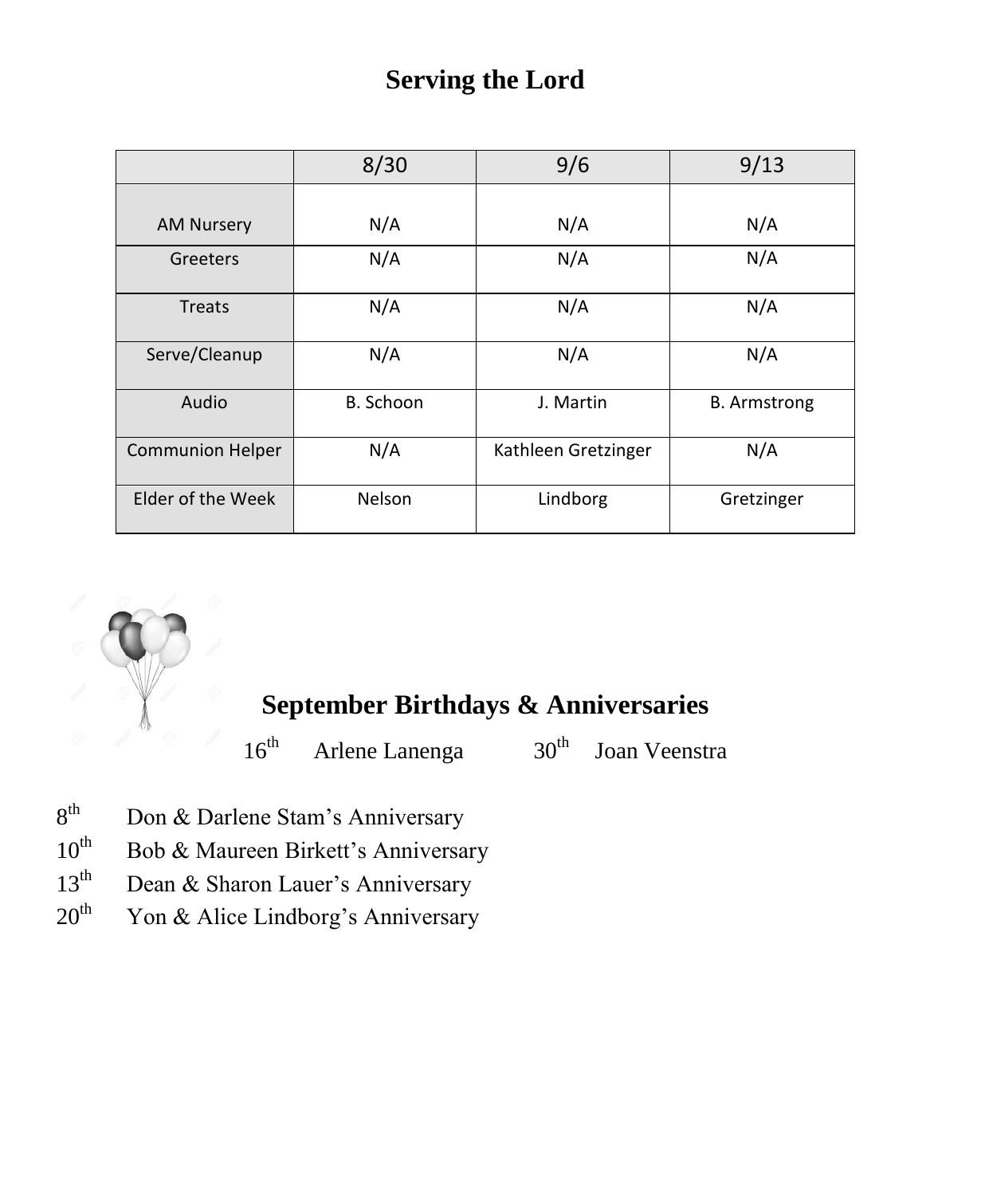# Serving the Lord

| | 8/30 | 9/6 | 9/13 |
|---|---|---|---|
| AM Nursery | N/A | N/A | N/A |
| Greeters | N/A | N/A | N/A |
| Treats | N/A | N/A | N/A |
| Serve/Cleanup | N/A | N/A | N/A |
| Audio | B. Schoon | J. Martin | B. Armstrong |
| Communion Helper | N/A | Kathleen Gretzinger | N/A |
| Elder of the Week | Nelson | Lindborg | Gretzinger |

## September Birthdays & Anniversaries

16th Arlene Lanenga 30th Joan Veenstra

8th Don & Darlene Stam's Anniversary
10th Bob & Maureen Birkett's Anniversary
13th Dean & Sharon Lauer's Anniversary
20th Yon & Alice Lindborg's Anniversary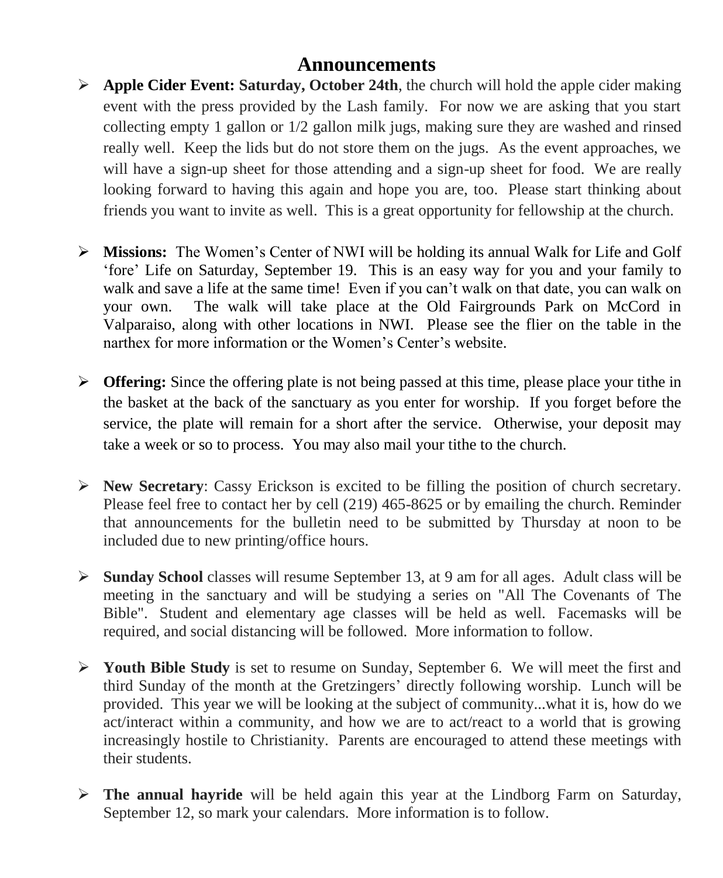# Announcements

- **Apple Cider Event: Saturday, October 24th**, the church will hold the apple cider making event with the press provided by the Lash family. For now we are asking that you start collecting empty 1 gallon or 1/2 gallon milk jugs, making sure they are washed and rinsed really well. Keep the lids but do not store them on the jugs. As the event approaches, we will have a sign-up sheet for those attending and a sign-up sheet for food. We are really looking forward to having this again and hope you are, too. Please start thinking about friends you want to invite as well. This is a great opportunity for fellowship at the church.

- **Missions:** The Women's Center of NWI will be holding its annual Walk for Life and Golf 'fore' Life on Saturday, September 19. This is an easy way for you and your family to walk and save a life at the same time! Even if you can't walk on that date, you can walk on your own. The walk will take place at the Old Fairgrounds Park on McCord in Valparaiso, along with other locations in NWI. Please see the flier on the table in the narthex for more information or the Women's Center's website.

- **Offering:** Since the offering plate is not being passed at this time, please place your tithe in the basket at the back of the sanctuary as you enter for worship. If you forget before the service, the plate will remain for a short after the service. Otherwise, your deposit may take a week or so to process. You may also mail your tithe to the church.

- **New Secretary**: Cassy Erickson is excited to be filling the position of church secretary. Please feel free to contact her by cell (219) 465-8625 or by emailing the church. Reminder that announcements for the bulletin need to be submitted by Thursday at noon to be included due to new printing/office hours.

- **Sunday School** classes will resume September 13, at 9 am for all ages. Adult class will be meeting in the sanctuary and will be studying a series on "All The Covenants of The Bible". Student and elementary age classes will be held as well. Facemasks will be required, and social distancing will be followed. More information to follow.

- **Youth Bible Study** is set to resume on Sunday, September 6. We will meet the first and third Sunday of the month at the Gretzingers' directly following worship. Lunch will be provided. This year we will be looking at the subject of community...what it is, how do we act/interact within a community, and how we are to act/react to a world that is growing increasingly hostile to Christianity. Parents are encouraged to attend these meetings with their students.

- **The annual hayride** will be held again this year at the Lindborg Farm on Saturday, September 12, so mark your calendars. More information is to follow.